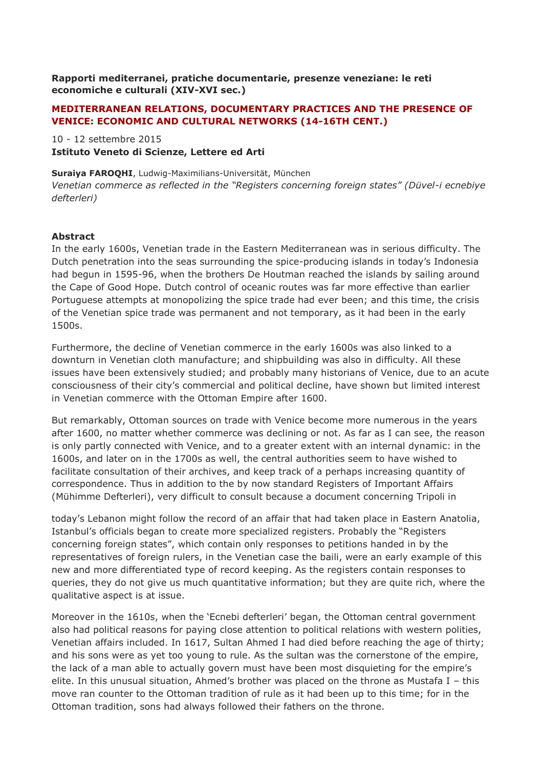**Rapporti mediterranei, pratiche documentarie, presenze veneziane: le reti economiche e culturali (XIV-XVI sec.)**

**MEDITERRANEAN RELATIONS, DOCUMENTARY PRACTICES AND THE PRESENCE OF VENICE: ECONOMIC AND CULTURAL NETWORKS (14-16TH CENT.)**

10 - 12 settembre 2015
**Istituto Veneto di Scienze, Lettere ed Arti**

**Suraiya FAROQHI**, Ludwig-Maximilians-Universität, München
*Venetian commerce as reflected in the "Registers concerning foreign states" (Düvel-i ecnebiye defterleri)*

**Abstract**

In the early 1600s, Venetian trade in the Eastern Mediterranean was in serious difficulty. The Dutch penetration into the seas surrounding the spice-producing islands in today's Indonesia had begun in 1595-96, when the brothers De Houtman reached the islands by sailing around the Cape of Good Hope. Dutch control of oceanic routes was far more effective than earlier Portuguese attempts at monopolizing the spice trade had ever been; and this time, the crisis of the Venetian spice trade was permanent and not temporary, as it had been in the early 1500s.

Furthermore, the decline of Venetian commerce in the early 1600s was also linked to a downturn in Venetian cloth manufacture; and shipbuilding was also in difficulty. All these issues have been extensively studied; and probably many historians of Venice, due to an acute consciousness of their city's commercial and political decline, have shown but limited interest in Venetian commerce with the Ottoman Empire after 1600.

But remarkably, Ottoman sources on trade with Venice become more numerous in the years after 1600, no matter whether commerce was declining or not. As far as I can see, the reason is only partly connected with Venice, and to a greater extent with an internal dynamic: in the 1600s, and later on in the 1700s as well, the central authorities seem to have wished to facilitate consultation of their archives, and keep track of a perhaps increasing quantity of correspondence. Thus in addition to the by now standard Registers of Important Affairs (Mühimme Defterleri), very difficult to consult because a document concerning Tripoli in today's Lebanon might follow the record of an affair that had taken place in Eastern Anatolia, Istanbul's officials began to create more specialized registers. Probably the "Registers concerning foreign states", which contain only responses to petitions handed in by the representatives of foreign rulers, in the Venetian case the baili, were an early example of this new and more differentiated type of record keeping. As the registers contain responses to queries, they do not give us much quantitative information; but they are quite rich, where the qualitative aspect is at issue.

Moreover in the 1610s, when the 'Ecnebi defterleri' began, the Ottoman central government also had political reasons for paying close attention to political relations with western polities, Venetian affairs included. In 1617, Sultan Ahmed I had died before reaching the age of thirty; and his sons were as yet too young to rule. As the sultan was the cornerstone of the empire, the lack of a man able to actually govern must have been most disquieting for the empire's elite. In this unusual situation, Ahmed's brother was placed on the throne as Mustafa I – this move ran counter to the Ottoman tradition of rule as it had been up to this time; for in the Ottoman tradition, sons had always followed their fathers on the throne.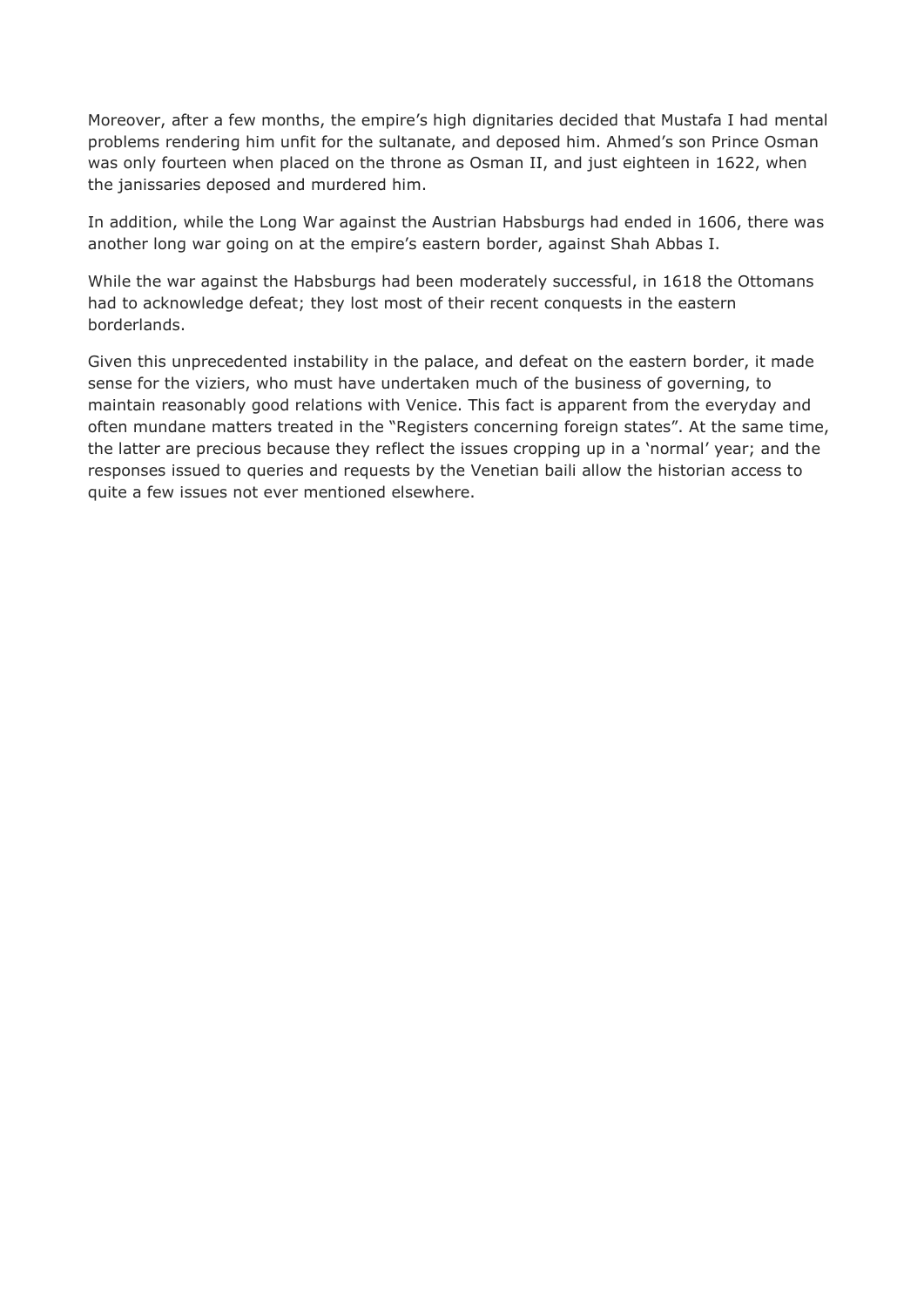Moreover, after a few months, the empire's high dignitaries decided that Mustafa I had mental problems rendering him unfit for the sultanate, and deposed him. Ahmed's son Prince Osman was only fourteen when placed on the throne as Osman II, and just eighteen in 1622, when the janissaries deposed and murdered him.

In addition, while the Long War against the Austrian Habsburgs had ended in 1606, there was another long war going on at the empire's eastern border, against Shah Abbas I.

While the war against the Habsburgs had been moderately successful, in 1618 the Ottomans had to acknowledge defeat; they lost most of their recent conquests in the eastern borderlands.

Given this unprecedented instability in the palace, and defeat on the eastern border, it made sense for the viziers, who must have undertaken much of the business of governing, to maintain reasonably good relations with Venice. This fact is apparent from the everyday and often mundane matters treated in the "Registers concerning foreign states". At the same time, the latter are precious because they reflect the issues cropping up in a 'normal' year; and the responses issued to queries and requests by the Venetian baili allow the historian access to quite a few issues not ever mentioned elsewhere.